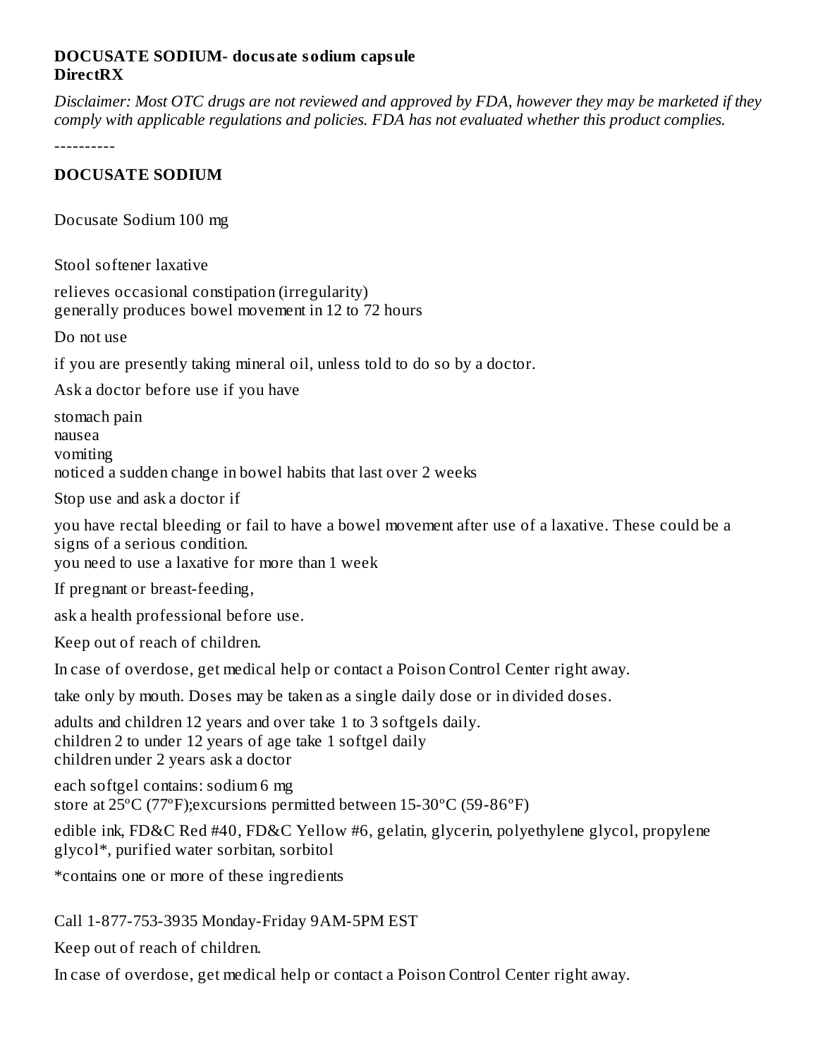**DOCUSATE SODIUM- docusate sodium capsule**
**DirectRX**

*Disclaimer: Most OTC drugs are not reviewed and approved by FDA, however they may be marketed if they comply with applicable regulations and policies. FDA has not evaluated whether this product complies.*

----------

**DOCUSATE SODIUM**

Docusate Sodium 100 mg

Stool softener laxative

relieves occasional constipation (irregularity)
generally produces bowel movement in 12 to 72 hours

Do not use

if you are presently taking mineral oil, unless told to do so by a doctor.

Ask a doctor before use if you have

stomach pain
nausea
vomiting
noticed a sudden change in bowel habits that last over 2 weeks

Stop use and ask a doctor if

you have rectal bleeding or fail to have a bowel movement after use of a laxative. These could be a signs of a serious condition.
you need to use a laxative for more than 1 week

If pregnant or breast-feeding,

ask a health professional before use.

Keep out of reach of children.

In case of overdose, get medical help or contact a Poison Control Center right away.

take only by mouth. Doses may be taken as a single daily dose or in divided doses.

adults and children 12 years and over take 1 to 3 softgels daily.
children 2 to under 12 years of age take 1 softgel daily
children under 2 years ask a doctor

each softgel contains: sodium 6 mg
store at 25ºC (77ºF);excursions permitted between 15-30ºC (59-86ºF)

edible ink, FD&C Red #40, FD&C Yellow #6, gelatin, glycerin, polyethylene glycol, propylene glycol*, purified water sorbitan, sorbitol

*contains one or more of these ingredients

Call 1-877-753-3935 Monday-Friday 9AM-5PM EST

Keep out of reach of children.

In case of overdose, get medical help or contact a Poison Control Center right away.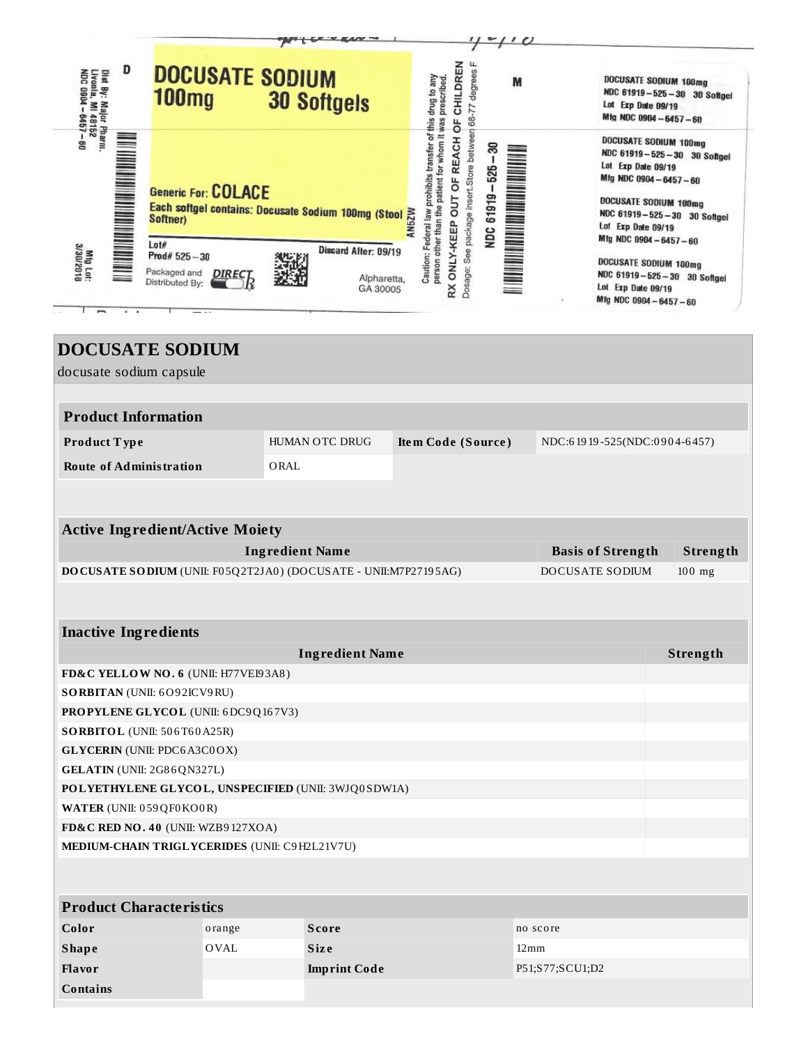D

**DOCUSATE SODIUM**
**100mg 30 Softgels**

Generic For: **COLACE**

Each softgel contains: Docusate Sodium 100mg (Stool Softner)

Lot#
Prod# 525 – 30

Discard After: 09/19

Packaged and Distributed By: DIRECT Rx

Alpharetta, GA 30005

AN5ZW

Dist By: Major Pharm.
Livonia, MI 48152
NDC 0904 – 6457 – 60

Mfg Lot:
3/30/2018

Caution: Federal law prohibits transfer of this drug to any person other than the patient for whom it was prescribed.
RX ONLY-KEEP OUT OF REACH OF CHILDREN
Dosage: See package insert.Store between 68-77 degrees F

NDC 61919 – 525 – 30

M

DOCUSATE SODIUM 100mg
NDC 61919 – 525 – 30 30 Softgel
Lot Exp Date 09/19
Mfg NDC 0904 – 6457 – 60

DOCUSATE SODIUM 100mg
NDC 61919 – 525 – 30 30 Softgel
Lot Exp Date 09/19
Mfg NDC 0904 – 6457 – 60

DOCUSATE SODIUM 100mg
NDC 61919 – 525 – 30 30 Softgel
Lot Exp Date 09/19
Mfg NDC 0904 – 6457 – 60

DOCUSATE SODIUM 100mg
NDC 61919 – 525 – 30 30 Softgel
Lot Exp Date 09/19
Mfg NDC 0904 – 6457 – 60

# DOCUSATE SODIUM

docusate sodium capsule

## Product Information

| | | | |
|---|---|---|---|
| **Product Type** | HUMAN OTC DRUG | **Item Code (Source)** | NDC:61919-525(NDC:0904-6457) |
| **Route of Administration** | ORAL | | |

## Active Ingredient/Active Moiety

| Ingredient Name | Basis of Strength | Strength |
|---|---|---|
| **DOCUSATE SODIUM** (UNII: F05Q2T2JA0) (DOCUSATE - UNII:M7P27195AG) | DOCUSATE SODIUM | 100 mg |

## Inactive Ingredients

| Ingredient Name | Strength |
|---|---|
| **FD&C YELLOW NO. 6** (UNII: H77VEI93A8) | |
| **SORBITAN** (UNII: 6O92ICV9RU) | |
| **PROPYLENE GLYCOL** (UNII: 6DC9Q167V3) | |
| **SORBITOL** (UNII: 506T60A25R) | |
| **GLYCERIN** (UNII: PDC6A3C0OX) | |
| **GELATIN** (UNII: 2G86QN327L) | |
| **POLYETHYLENE GLYCOL, UNSPECIFIED** (UNII: 3WJQ0SDW1A) | |
| **WATER** (UNII: 059QF0KO0R) | |
| **FD&C RED NO. 40** (UNII: WZB9127XOA) | |
| **MEDIUM-CHAIN TRIGLYCERIDES** (UNII: C9H2L21V7U) | |

## Product Characteristics

| | | | |
|---|---|---|---|
| **Color** | orange | **Score** | no score |
| **Shape** | OVAL | **Size** | 12mm |
| **Flavor** | | **Imprint Code** | P51;S77;SCU1;D2 |
| **Contains** | | | |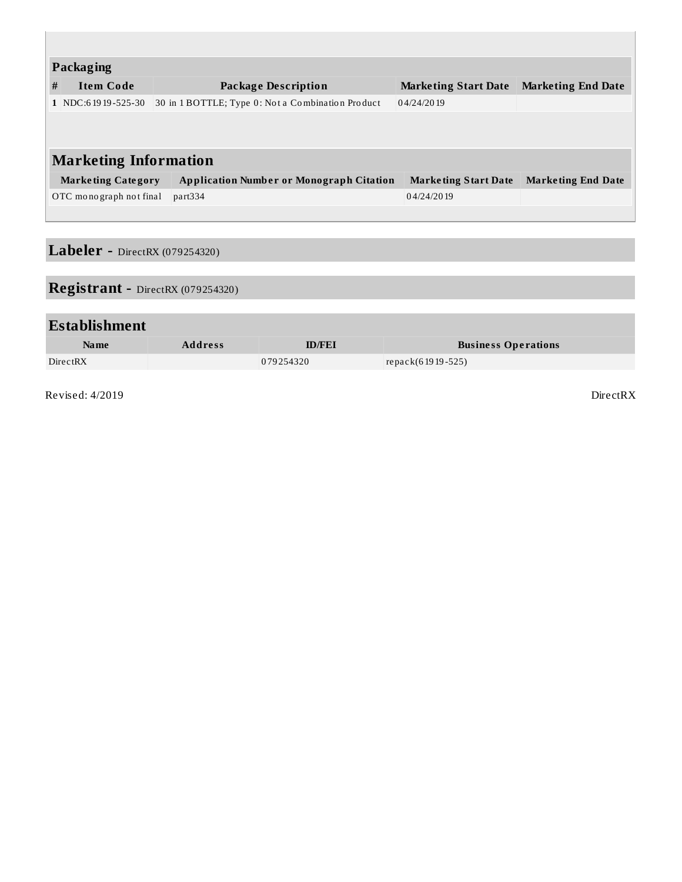### Packaging

| # | Item Code | Package Description | Marketing Start Date | Marketing End Date |
|---|---|---|---|---|
| 1 | NDC:61919-525-30 | 30 in 1 BOTTLE; Type 0: Not a Combination Product | 04/24/2019 | |

### Marketing Information

| Marketing Category | Application Number or Monograph Citation | Marketing Start Date | Marketing End Date |
|---|---|---|---|
| OTC monograph not final | part334 | 04/24/2019 | |

## Labeler - DirectRX (079254320)

## Registrant - DirectRX (079254320)

## Establishment

| Name | Address | ID/FEI | Business Operations |
|---|---|---|---|
| DirectRX | | 079254320 | repack(61919-525) |

Revised: 4/2019

DirectRX